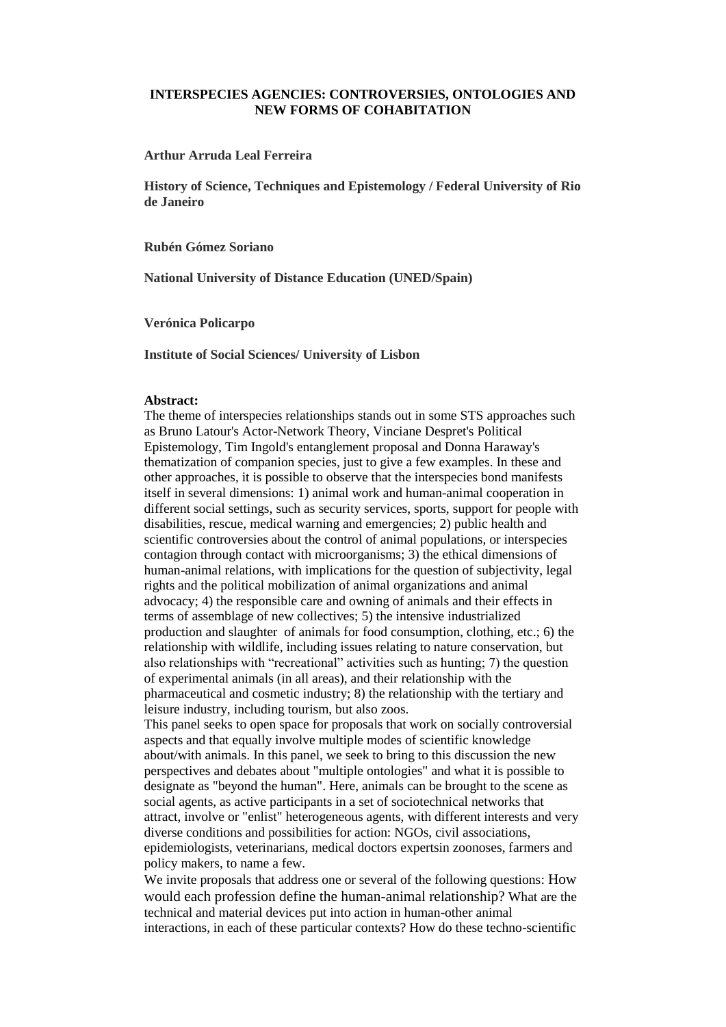# INTERSPECIES AGENCIES: CONTROVERSIES, ONTOLOGIES AND NEW FORMS OF COHABITATION

**Arthur Arruda Leal Ferreira**

**History of Science, Techniques and Epistemology / Federal University of Rio de Janeiro**

**Rubén Gómez Soriano**

**National University of Distance Education (UNED/Spain)**

**Verónica Policarpo**

**Institute of Social Sciences/ University of Lisbon**

**Abstract:**

The theme of interspecies relationships stands out in some STS approaches such as Bruno Latour's Actor-Network Theory, Vinciane Despret's Political Epistemology, Tim Ingold's entanglement proposal and Donna Haraway's thematization of companion species, just to give a few examples. In these and other approaches, it is possible to observe that the interspecies bond manifests itself in several dimensions: 1) animal work and human-animal cooperation in different social settings, such as security services, sports, support for people with disabilities, rescue, medical warning and emergencies; 2) public health and scientific controversies about the control of animal populations, or interspecies contagion through contact with microorganisms; 3) the ethical dimensions of human-animal relations, with implications for the question of subjectivity, legal rights and the political mobilization of animal organizations and animal advocacy; 4) the responsible care and owning of animals and their effects in terms of assemblage of new collectives; 5) the intensive industrialized production and slaughter of animals for food consumption, clothing, etc.; 6) the relationship with wildlife, including issues relating to nature conservation, but also relationships with "recreational" activities such as hunting; 7) the question of experimental animals (in all areas), and their relationship with the pharmaceutical and cosmetic industry; 8) the relationship with the tertiary and leisure industry, including tourism, but also zoos.

This panel seeks to open space for proposals that work on socially controversial aspects and that equally involve multiple modes of scientific knowledge about/with animals. In this panel, we seek to bring to this discussion the new perspectives and debates about "multiple ontologies" and what it is possible to designate as "beyond the human". Here, animals can be brought to the scene as social agents, as active participants in a set of sociotechnical networks that attract, involve or "enlist" heterogeneous agents, with different interests and very diverse conditions and possibilities for action: NGOs, civil associations, epidemiologists, veterinarians, medical doctors expertsin zoonoses, farmers and policy makers, to name a few.

We invite proposals that address one or several of the following questions: How would each profession define the human-animal relationship? What are the technical and material devices put into action in human-other animal interactions, in each of these particular contexts? How do these techno-scientific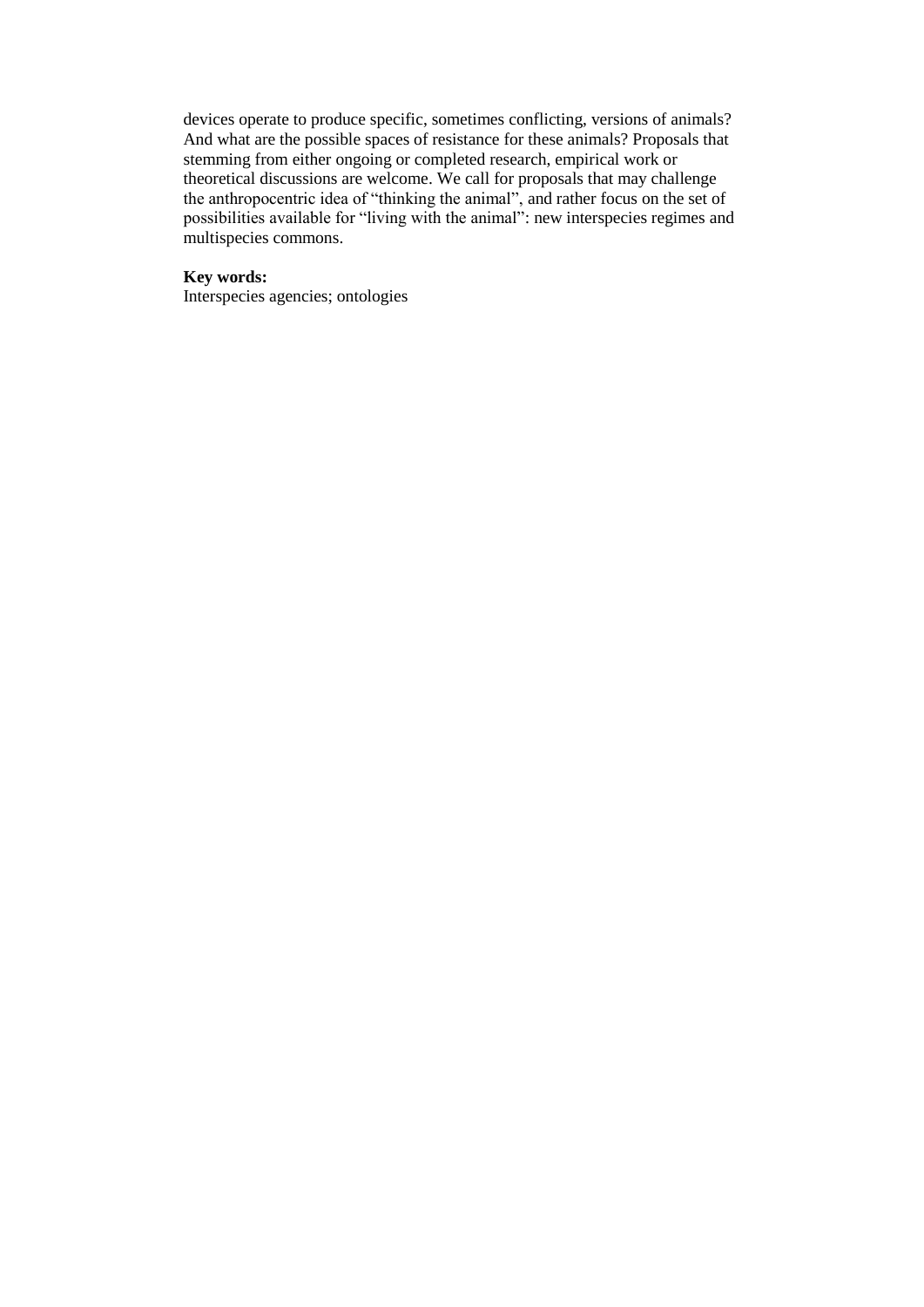devices operate to produce specific, sometimes conflicting, versions of animals? And what are the possible spaces of resistance for these animals? Proposals that stemming from either ongoing or completed research, empirical work or theoretical discussions are welcome. We call for proposals that may challenge the anthropocentric idea of "thinking the animal", and rather focus on the set of possibilities available for "living with the animal": new interspecies regimes and multispecies commons.

**Key words:**
Interspecies agencies; ontologies